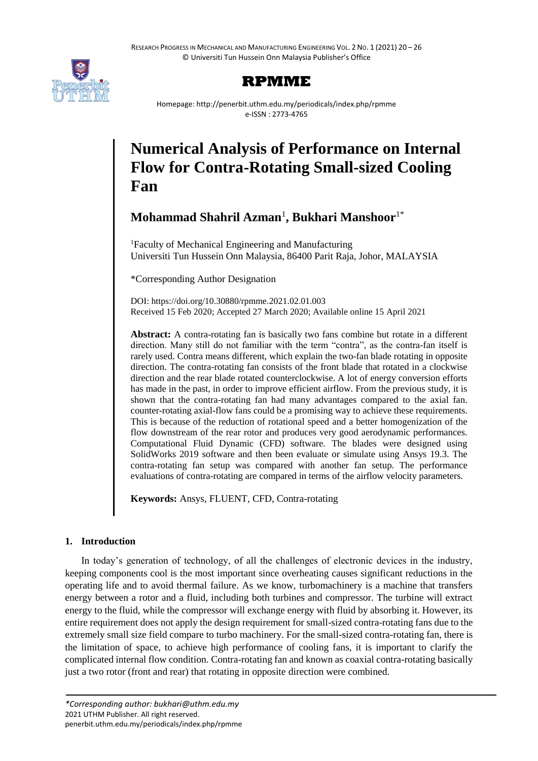# Numerical Analysis of Performance on Internal Flow for Contra-Rotating Small-sized Cooling Fan

**Mohammad Shahril Azman**[1]**, Bukhari Manshoor**[1*]

[1]Faculty of Mechanical Engineering and Manufacturing
Universiti Tun Hussein Onn Malaysia, 86400 Parit Raja, Johor, MALAYSIA

*Corresponding Author Designation

DOI: https://doi.org/10.30880/rpmme.2021.02.01.003
Received 15 Feb 2020; Accepted 27 March 2020; Available online 15 April 2021

**Abstract:** A contra-rotating fan is basically two fans combine but rotate in a different direction. Many still do not familiar with the term "contra", as the contra-fan itself is rarely used. Contra means different, which explain the two-fan blade rotating in opposite direction. The contra-rotating fan consists of the front blade that rotated in a clockwise direction and the rear blade rotated counterclockwise. A lot of energy conversion efforts has made in the past, in order to improve efficient airflow. From the previous study, it is shown that the contra-rotating fan had many advantages compared to the axial fan. counter-rotating axial-flow fans could be a promising way to achieve these requirements. This is because of the reduction of rotational speed and a better homogenization of the flow downstream of the rear rotor and produces very good aerodynamic performances. Computational Fluid Dynamic (CFD) software. The blades were designed using SolidWorks 2019 software and then been evaluate or simulate using Ansys 19.3. The contra-rotating fan setup was compared with another fan setup. The performance evaluations of contra-rotating are compared in terms of the airflow velocity parameters.

**Keywords:** Ansys, FLUENT, CFD, Contra-rotating

## 1. Introduction

In today's generation of technology, of all the challenges of electronic devices in the industry, keeping components cool is the most important since overheating causes significant reductions in the operating life and to avoid thermal failure. As we know, turbomachinery is a machine that transfers energy between a rotor and a fluid, including both turbines and compressor. The turbine will extract energy to the fluid, while the compressor will exchange energy with fluid by absorbing it. However, its entire requirement does not apply the design requirement for small-sized contra-rotating fans due to the extremely small size field compare to turbo machinery. For the small-sized contra-rotating fan, there is the limitation of space, to achieve high performance of cooling fans, it is important to clarify the complicated internal flow condition. Contra-rotating fan and known as coaxial contra-rotating basically just a two rotor (front and rear) that rotating in opposite direction were combined.

*Corresponding author: bukhari@uthm.edu.my*
2021 UTHM Publisher. All right reserved.
penerbit.uthm.edu.my/periodicals/index.php/rpmme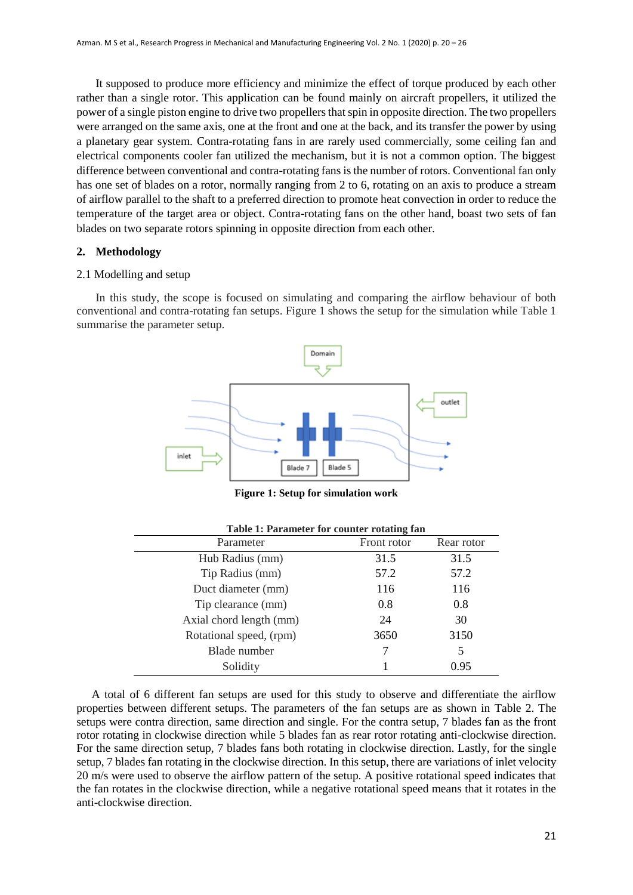It supposed to produce more efficiency and minimize the effect of torque produced by each other rather than a single rotor. This application can be found mainly on aircraft propellers, it utilized the power of a single piston engine to drive two propellers that spin in opposite direction. The two propellers were arranged on the same axis, one at the front and one at the back, and its transfer the power by using a planetary gear system. Contra-rotating fans in are rarely used commercially, some ceiling fan and electrical components cooler fan utilized the mechanism, but it is not a common option. The biggest difference between conventional and contra-rotating fans is the number of rotors. Conventional fan only has one set of blades on a rotor, normally ranging from 2 to 6, rotating on an axis to produce a stream of airflow parallel to the shaft to a preferred direction to promote heat convection in order to reduce the temperature of the target area or object. Contra-rotating fans on the other hand, boast two sets of fan blades on two separate rotors spinning in opposite direction from each other.

## 2. Methodology

### 2.1 Modelling and setup

In this study, the scope is focused on simulating and comparing the airflow behaviour of both conventional and contra-rotating fan setups. Figure 1 shows the setup for the simulation while Table 1 summarise the parameter setup.

**Figure 1: Setup for simulation work**

**Table 1: Parameter for counter rotating fan**

| Parameter | Front rotor | Rear rotor |
|---|---|---|
| Hub Radius (mm) | 31.5 | 31.5 |
| Tip Radius (mm) | 57.2 | 57.2 |
| Duct diameter (mm) | 116 | 116 |
| Tip clearance (mm) | 0.8 | 0.8 |
| Axial chord length (mm) | 24 | 30 |
| Rotational speed, (rpm) | 3650 | 3150 |
| Blade number | 7 | 5 |
| Solidity | 1 | 0.95 |

A total of 6 different fan setups are used for this study to observe and differentiate the airflow properties between different setups. The parameters of the fan setups are as shown in Table 2. The setups were contra direction, same direction and single. For the contra setup, 7 blades fan as the front rotor rotating in clockwise direction while 5 blades fan as rear rotor rotating anti-clockwise direction. For the same direction setup, 7 blades fans both rotating in clockwise direction. Lastly, for the single setup, 7 blades fan rotating in the clockwise direction. In this setup, there are variations of inlet velocity 20 m/s were used to observe the airflow pattern of the setup. A positive rotational speed indicates that the fan rotates in the clockwise direction, while a negative rotational speed means that it rotates in the anti-clockwise direction.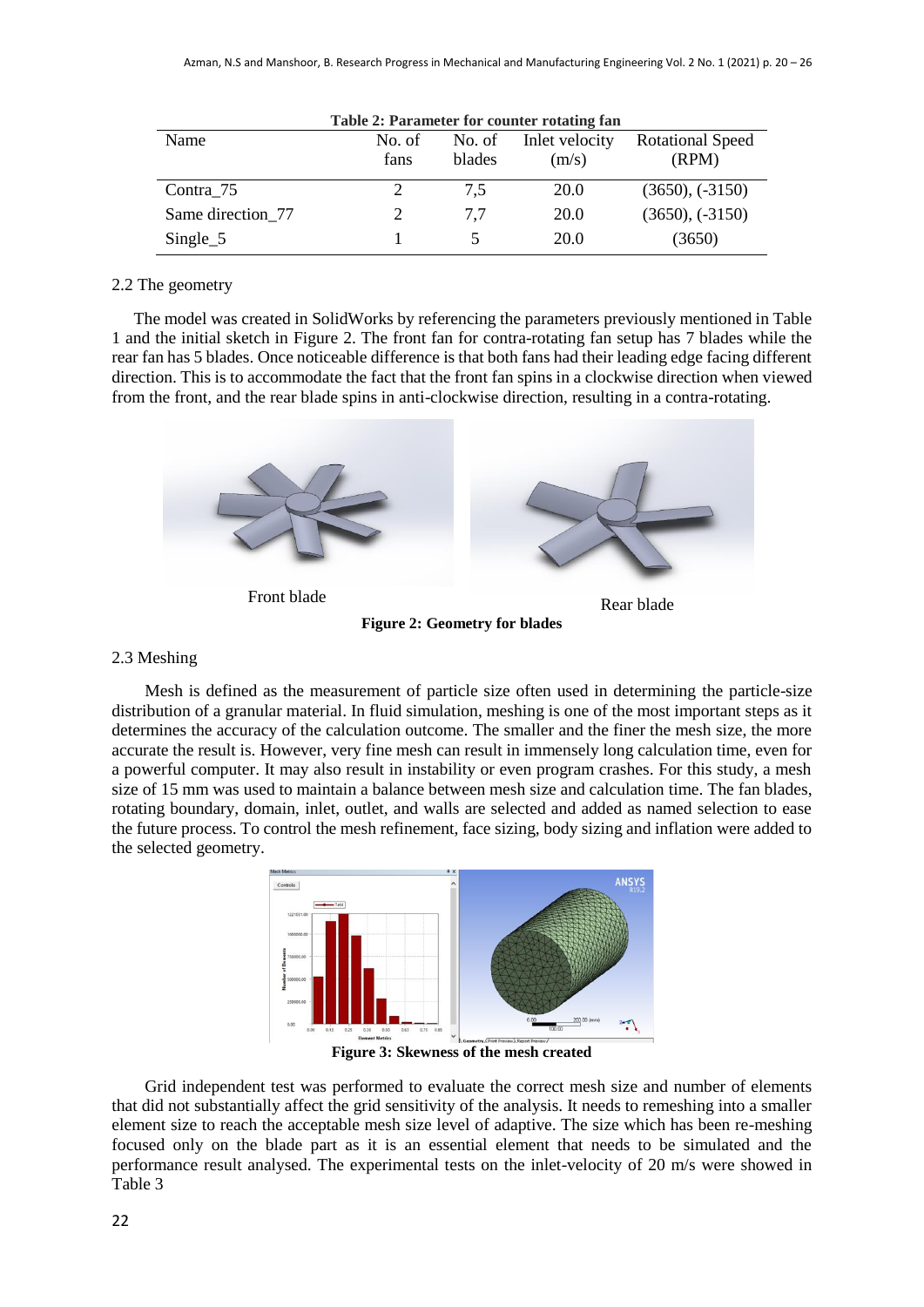**Table 2: Parameter for counter rotating fan**

| Name | No. of fans | No. of blades | Inlet velocity (m/s) | Rotational Speed (RPM) |
|---|---|---|---|---|
| Contra_75 | 2 | 7,5 | 20.0 | (3650), (-3150) |
| Same direction_77 | 2 | 7,7 | 20.0 | (3650), (-3150) |
| Single_5 | 1 | 5 | 20.0 | (3650) |

2.2 The geometry

The model was created in SolidWorks by referencing the parameters previously mentioned in Table 1 and the initial sketch in Figure 2. The front fan for contra-rotating fan setup has 7 blades while the rear fan has 5 blades. Once noticeable difference is that both fans had their leading edge facing different direction. This is to accommodate the fact that the front fan spins in a clockwise direction when viewed from the front, and the rear blade spins in anti-clockwise direction, resulting in a contra-rotating.

Front blade

Rear blade

**Figure 2: Geometry for blades**

2.3 Meshing

Mesh is defined as the measurement of particle size often used in determining the particle-size distribution of a granular material. In fluid simulation, meshing is one of the most important steps as it determines the accuracy of the calculation outcome. The smaller and the finer the mesh size, the more accurate the result is. However, very fine mesh can result in immensely long calculation time, even for a powerful computer. It may also result in instability or even program crashes. For this study, a mesh size of 15 mm was used to maintain a balance between mesh size and calculation time. The fan blades, rotating boundary, domain, inlet, outlet, and walls are selected and added as named selection to ease the future process. To control the mesh refinement, face sizing, body sizing and inflation were added to the selected geometry.

**Figure 3: Skewness of the mesh created**

Grid independent test was performed to evaluate the correct mesh size and number of elements that did not substantially affect the grid sensitivity of the analysis. It needs to remeshing into a smaller element size to reach the acceptable mesh size level of adaptive. The size which has been re-meshing focused only on the blade part as it is an essential element that needs to be simulated and the performance result analysed. The experimental tests on the inlet-velocity of 20 m/s were showed in Table 3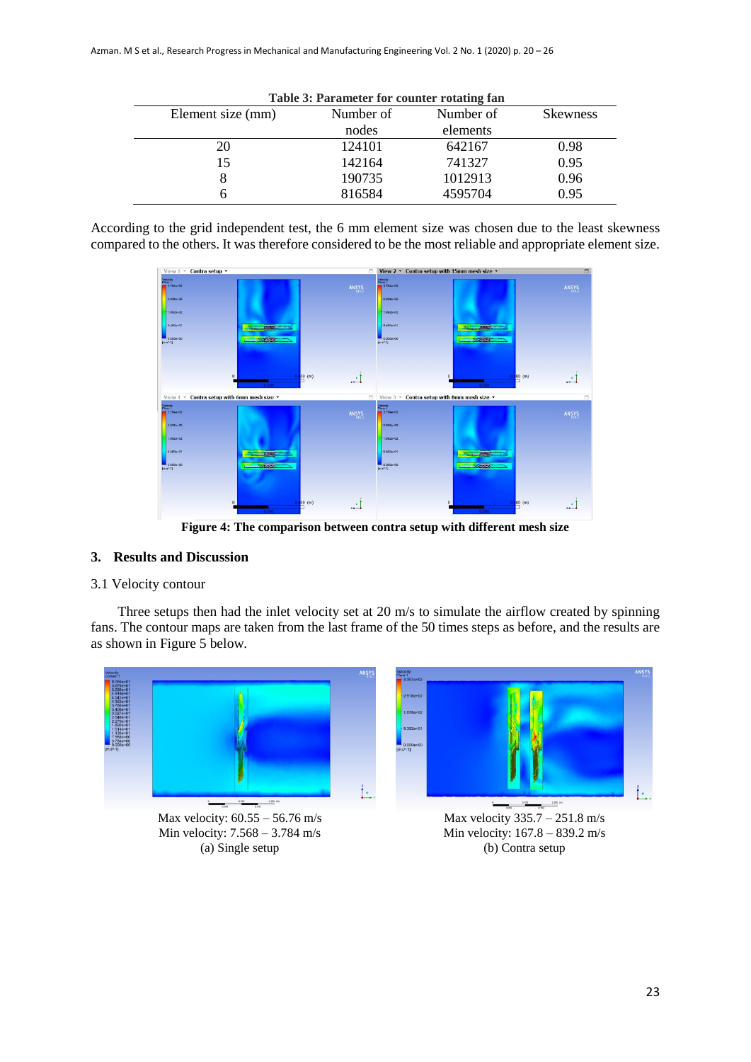**Table 3: Parameter for counter rotating fan**

| Element size (mm) | Number of nodes | Number of elements | Skewness |
|---|---|---|---|
| 20 | 124101 | 642167 | 0.98 |
| 15 | 142164 | 741327 | 0.95 |
| 8 | 190735 | 1012913 | 0.96 |
| 6 | 816584 | 4595704 | 0.95 |

According to the grid independent test, the 6 mm element size was chosen due to the least skewness compared to the others. It was therefore considered to be the most reliable and appropriate element size.

**Figure 4: The comparison between contra setup with different mesh size**

## 3. Results and Discussion

### 3.1 Velocity contour

Three setups then had the inlet velocity set at 20 m/s to simulate the airflow created by spinning fans. The contour maps are taken from the last frame of the 50 times steps as before, and the results are as shown in Figure 5 below.

Max velocity: 60.55 – 56.76 m/s
Min velocity: 7.568 – 3.784 m/s
(a) Single setup

Max velocity 335.7 – 251.8 m/s
Min velocity: 167.8 – 839.2 m/s
(b) Contra setup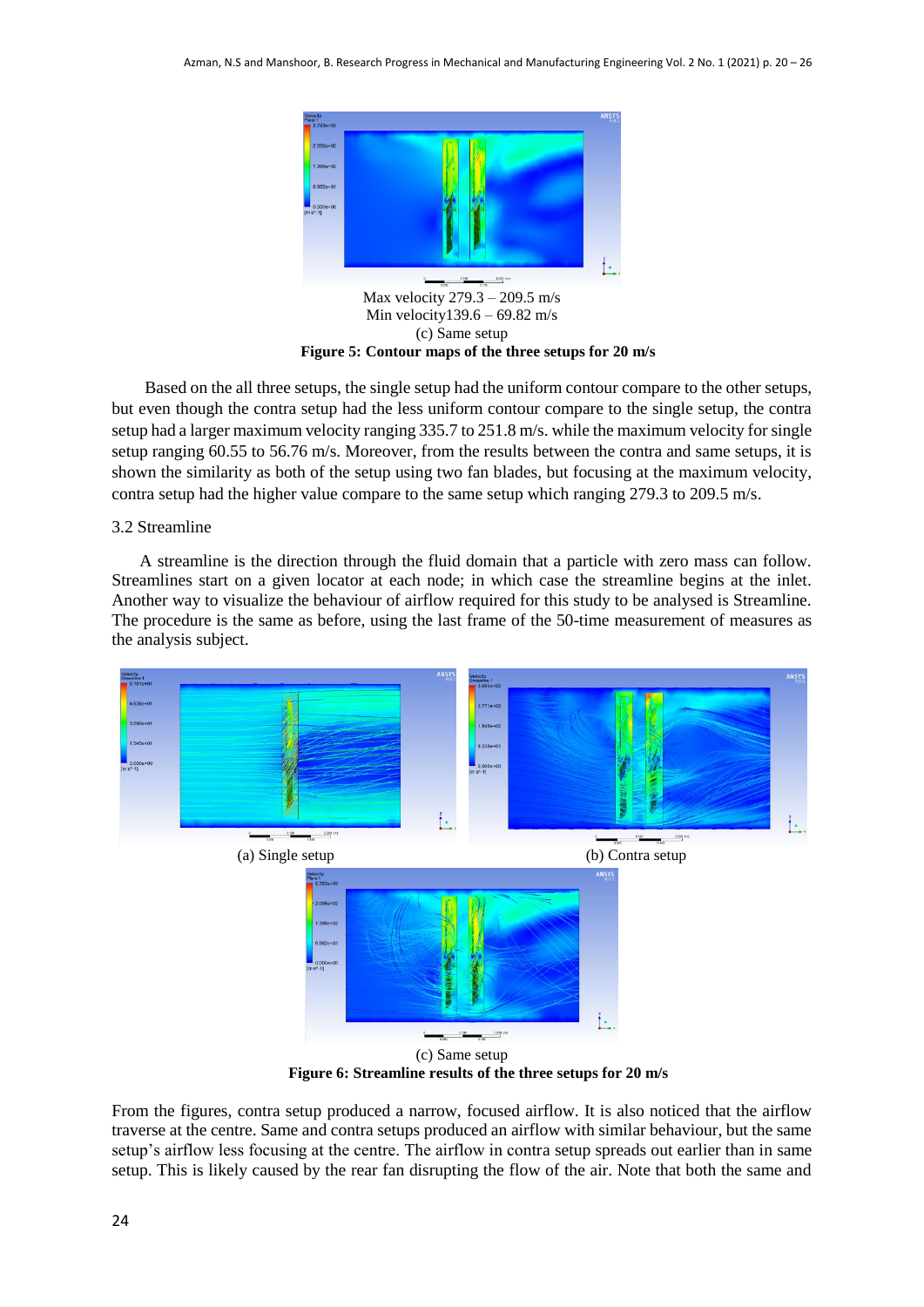Max velocity 279.3 – 209.5 m/s

Min velocity139.6 – 69.82 m/s

(c) Same setup

**Figure 5: Contour maps of the three setups for 20 m/s**

Based on the all three setups, the single setup had the uniform contour compare to the other setups, but even though the contra setup had the less uniform contour compare to the single setup, the contra setup had a larger maximum velocity ranging 335.7 to 251.8 m/s. while the maximum velocity for single setup ranging 60.55 to 56.76 m/s. Moreover, from the results between the contra and same setups, it is shown the similarity as both of the setup using two fan blades, but focusing at the maximum velocity, contra setup had the higher value compare to the same setup which ranging 279.3 to 209.5 m/s.

3.2 Streamline

A streamline is the direction through the fluid domain that a particle with zero mass can follow. Streamlines start on a given locator at each node; in which case the streamline begins at the inlet. Another way to visualize the behaviour of airflow required for this study to be analysed is Streamline. The procedure is the same as before, using the last frame of the 50-time measurement of measures as the analysis subject.

(a) Single setup

(b) Contra setup

(c) Same setup

**Figure 6: Streamline results of the three setups for 20 m/s**

From the figures, contra setup produced a narrow, focused airflow. It is also noticed that the airflow traverse at the centre. Same and contra setups produced an airflow with similar behaviour, but the same setup's airflow less focusing at the centre. The airflow in contra setup spreads out earlier than in same setup. This is likely caused by the rear fan disrupting the flow of the air. Note that both the same and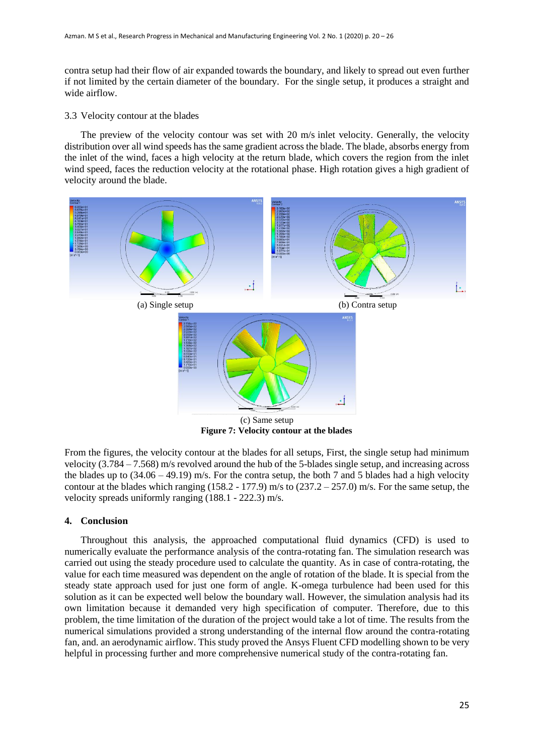contra setup had their flow of air expanded towards the boundary, and likely to spread out even further if not limited by the certain diameter of the boundary. For the single setup, it produces a straight and wide airflow.

### 3.3 Velocity contour at the blades

The preview of the velocity contour was set with 20 m/s inlet velocity. Generally, the velocity distribution over all wind speeds has the same gradient across the blade. The blade, absorbs energy from the inlet of the wind, faces a high velocity at the return blade, which covers the region from the inlet wind speed, faces the reduction velocity at the rotational phase. High rotation gives a high gradient of velocity around the blade.

(a) Single setup

(b) Contra setup

(c) Same setup

**Figure 7: Velocity contour at the blades**

From the figures, the velocity contour at the blades for all setups, First, the single setup had minimum velocity (3.784 – 7.568) m/s revolved around the hub of the 5-blades single setup, and increasing across the blades up to (34.06 – 49.19) m/s. For the contra setup, the both 7 and 5 blades had a high velocity contour at the blades which ranging (158.2 - 177.9) m/s to (237.2 – 257.0) m/s. For the same setup, the velocity spreads uniformly ranging (188.1 - 222.3) m/s.

## 4. Conclusion

Throughout this analysis, the approached computational fluid dynamics (CFD) is used to numerically evaluate the performance analysis of the contra-rotating fan. The simulation research was carried out using the steady procedure used to calculate the quantity. As in case of contra-rotating, the value for each time measured was dependent on the angle of rotation of the blade. It is special from the steady state approach used for just one form of angle. K-omega turbulence had been used for this solution as it can be expected well below the boundary wall. However, the simulation analysis had its own limitation because it demanded very high specification of computer. Therefore, due to this problem, the time limitation of the duration of the project would take a lot of time. The results from the numerical simulations provided a strong understanding of the internal flow around the contra-rotating fan, and. an aerodynamic airflow. This study proved the Ansys Fluent CFD modelling shown to be very helpful in processing further and more comprehensive numerical study of the contra-rotating fan.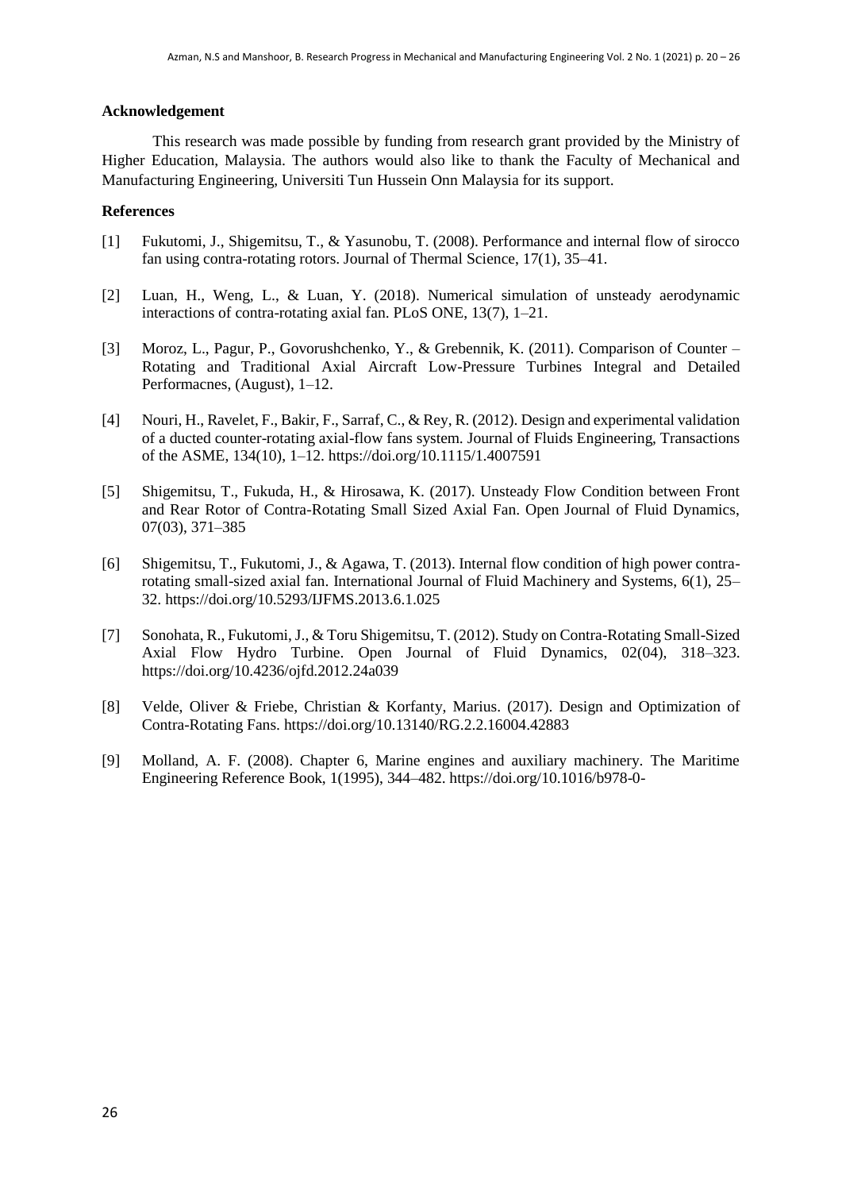## Acknowledgement

This research was made possible by funding from research grant provided by the Ministry of Higher Education, Malaysia. The authors would also like to thank the Faculty of Mechanical and Manufacturing Engineering, Universiti Tun Hussein Onn Malaysia for its support.

## References

[1] Fukutomi, J., Shigemitsu, T., & Yasunobu, T. (2008). Performance and internal flow of sirocco fan using contra-rotating rotors. Journal of Thermal Science, 17(1), 35–41.

[2] Luan, H., Weng, L., & Luan, Y. (2018). Numerical simulation of unsteady aerodynamic interactions of contra-rotating axial fan. PLoS ONE, 13(7), 1–21.

[3] Moroz, L., Pagur, P., Govorushchenko, Y., & Grebennik, K. (2011). Comparison of Counter – Rotating and Traditional Axial Aircraft Low-Pressure Turbines Integral and Detailed Performacnes, (August), 1–12.

[4] Nouri, H., Ravelet, F., Bakir, F., Sarraf, C., & Rey, R. (2012). Design and experimental validation of a ducted counter-rotating axial-flow fans system. Journal of Fluids Engineering, Transactions of the ASME, 134(10), 1–12. https://doi.org/10.1115/1.4007591

[5] Shigemitsu, T., Fukuda, H., & Hirosawa, K. (2017). Unsteady Flow Condition between Front and Rear Rotor of Contra-Rotating Small Sized Axial Fan. Open Journal of Fluid Dynamics, 07(03), 371–385

[6] Shigemitsu, T., Fukutomi, J., & Agawa, T. (2013). Internal flow condition of high power contra-rotating small-sized axial fan. International Journal of Fluid Machinery and Systems, 6(1), 25–32. https://doi.org/10.5293/IJFMS.2013.6.1.025

[7] Sonohata, R., Fukutomi, J., & Toru Shigemitsu, T. (2012). Study on Contra-Rotating Small-Sized Axial Flow Hydro Turbine. Open Journal of Fluid Dynamics, 02(04), 318–323. https://doi.org/10.4236/ojfd.2012.24a039

[8] Velde, Oliver & Friebe, Christian & Korfanty, Marius. (2017). Design and Optimization of Contra-Rotating Fans. https://doi.org/10.13140/RG.2.2.16004.42883

[9] Molland, A. F. (2008). Chapter 6, Marine engines and auxiliary machinery. The Maritime Engineering Reference Book, 1(1995), 344–482. https://doi.org/10.1016/b978-0-